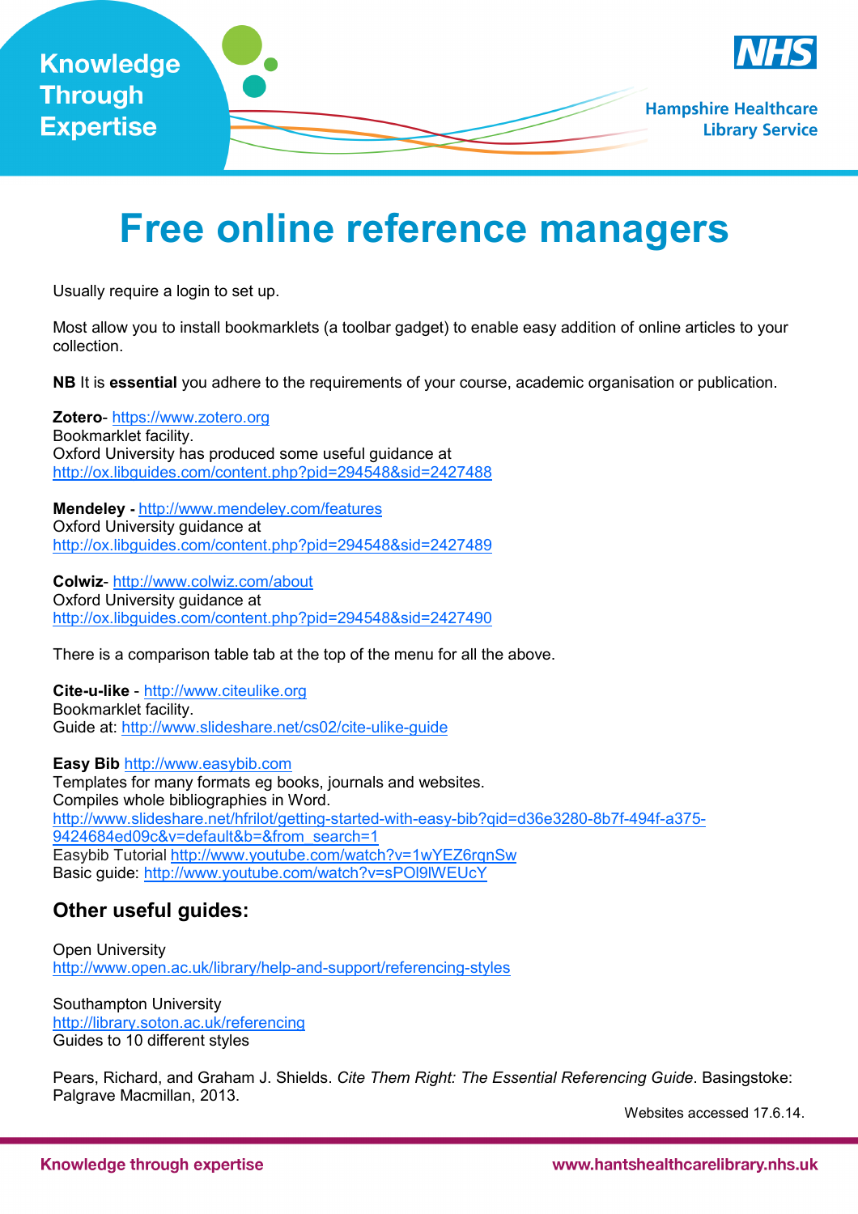# Free online reference managers

Usually require a login to set up.

Most allow you to install bookmarklets (a toolbar gadget) to enable easy addition of online articles to your collection.

**NB** It is **essential** you adhere to the requirements of your course, academic organisation or publication.

**Zotero**- https://www.zotero.org
Bookmarklet facility.
Oxford University has produced some useful guidance at
http://ox.libguides.com/content.php?pid=294548&sid=2427488

**Mendeley -** http://www.mendeley.com/features
Oxford University guidance at
http://ox.libguides.com/content.php?pid=294548&sid=2427489

**Colwiz**- http://www.colwiz.com/about
Oxford University guidance at
http://ox.libguides.com/content.php?pid=294548&sid=2427490

There is a comparison table tab at the top of the menu for all the above.

**Cite-u-like** - http://www.citeulike.org
Bookmarklet facility.
Guide at: http://www.slideshare.net/cs02/cite-ulike-guide

**Easy Bib** http://www.easybib.com
Templates for many formats eg books, journals and websites.
Compiles whole bibliographies in Word.
http://www.slideshare.net/hfrilot/getting-started-with-easy-bib?qid=d36e3280-8b7f-494f-a375-9424684ed09c&v=default&b=&from_search=1
Easybib Tutorial http://www.youtube.com/watch?v=1wYEZ6rqnSw
Basic guide: http://www.youtube.com/watch?v=sPOl9lWEUcY

## Other useful guides:

Open University
http://www.open.ac.uk/library/help-and-support/referencing-styles

Southampton University
http://library.soton.ac.uk/referencing
Guides to 10 different styles

Pears, Richard, and Graham J. Shields. *Cite Them Right: The Essential Referencing Guide*. Basingstoke: Palgrave Macmillan, 2013.

Websites accessed 17.6.14.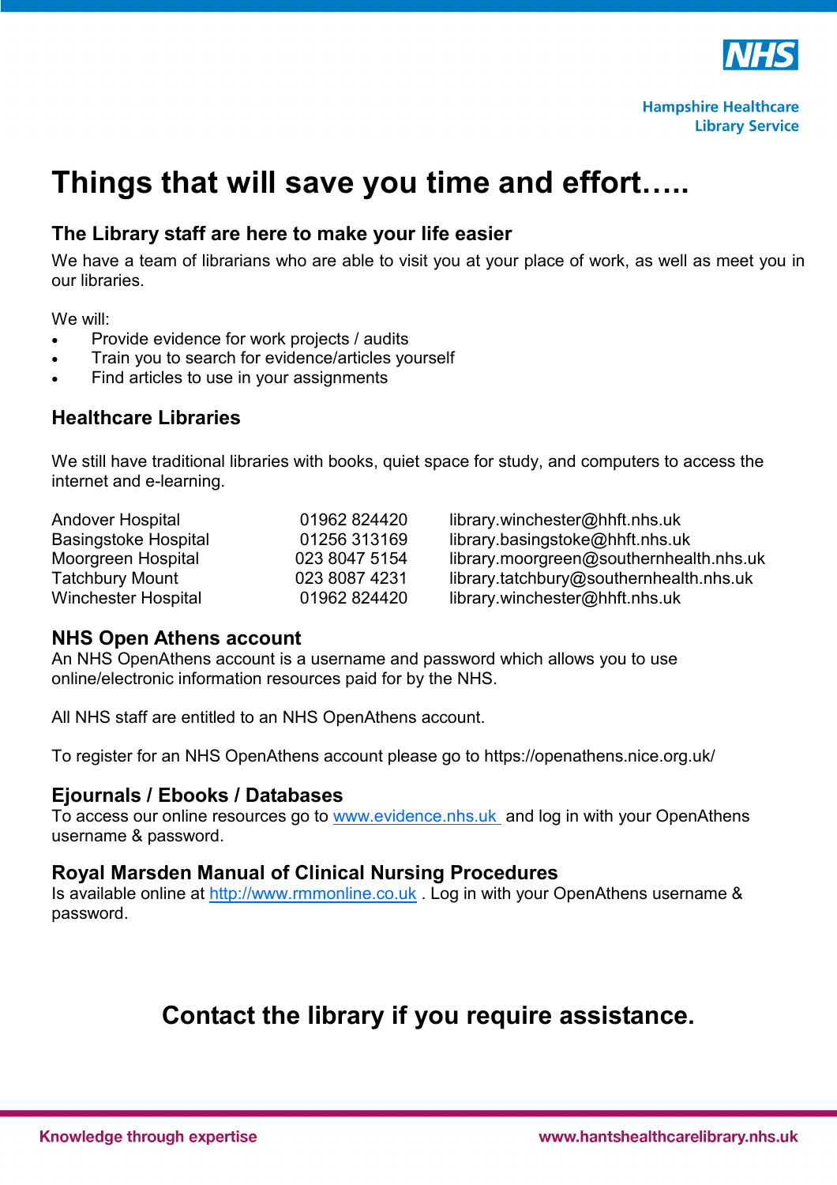Hampshire Healthcare
Library Service

# Things that will save you time and effort…..

## The Library staff are here to make your life easier

We have a team of librarians who are able to visit you at your place of work, as well as meet you in our libraries.

We will:

- Provide evidence for work projects / audits
- Train you to search for evidence/articles yourself
- Find articles to use in your assignments

## Healthcare Libraries

We still have traditional libraries with books, quiet space for study, and computers to access the internet and e-learning.

| | | |
|---|---|---|
| Andover Hospital | 01962 824420 | library.winchester@hhft.nhs.uk |
| Basingstoke Hospital | 01256 313169 | library.basingstoke@hhft.nhs.uk |
| Moorgreen Hospital | 023 8047 5154 | library.moorgreen@southernhealth.nhs.uk |
| Tatchbury Mount | 023 8087 4231 | library.tatchbury@southernhealth.nhs.uk |
| Winchester Hospital | 01962 824420 | library.winchester@hhft.nhs.uk |

## NHS Open Athens account

An NHS OpenAthens account is a username and password which allows you to use online/electronic information resources paid for by the NHS.

All NHS staff are entitled to an NHS OpenAthens account.

To register for an NHS OpenAthens account please go to https://openathens.nice.org.uk/

## Ejournals / Ebooks / Databases

To access our online resources go to www.evidence.nhs.uk and log in with your OpenAthens username & password.

## Royal Marsden Manual of Clinical Nursing Procedures

Is available online at http://www.rmmonline.co.uk . Log in with your OpenAthens username & password.

**Contact the library if you require assistance.**

Knowledge through expertise    www.hantshealthcarelibrary.nhs.uk